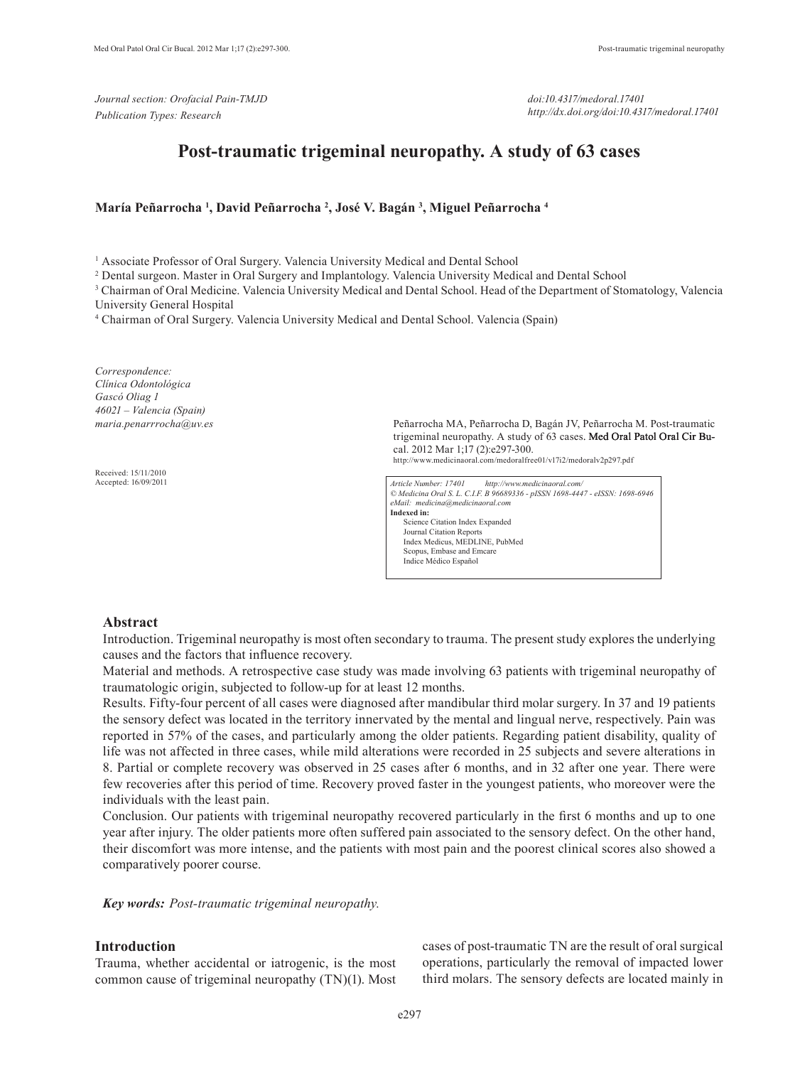Journal section: Orofacial Pain-TMJD
Publication Types: Research

doi:10.4317/medoral.17401
http://dx.doi.org/doi:10.4317/medoral.17401

# Post-traumatic trigeminal neuropathy. A study of 63 cases

**María Peñarrocha [1], David Peñarrocha [2], José V. Bagán [3], Miguel Peñarrocha [4]**

[1] Associate Professor of Oral Surgery. Valencia University Medical and Dental School
[2] Dental surgeon. Master in Oral Surgery and Implantology. Valencia University Medical and Dental School
[3] Chairman of Oral Medicine. Valencia University Medical and Dental School. Head of the Department of Stomatology, Valencia University General Hospital
[4] Chairman of Oral Surgery. Valencia University Medical and Dental School. Valencia (Spain)

*Correspondence:*
*Clínica Odontológica*
*Gascó Oliag 1*
*46021 – Valencia (Spain)*
*maria.penarrrocha@uv.es*

Received: 15/11/2010
Accepted: 16/09/2011

Peñarrocha MA, Peñarrocha D, Bagán JV, Peñarrocha M. Post-traumatic trigeminal neuropathy. A study of 63 cases. Med Oral Patol Oral Cir Bucal. 2012 Mar 1;17 (2):e297-300.
http://www.medicinaoral.com/medoralfree01/v17i2/medoralv2p297.pdf

*Article Number: 17401 http://www.medicinaoral.com/*
*© Medicina Oral S. L. C.I.F. B 96689336 - pISSN 1698-4447 - eISSN: 1698-6946*
*eMail: medicina@medicinaoral.com*
**Indexed in:**
Science Citation Index Expanded
Journal Citation Reports
Index Medicus, MEDLINE, PubMed
Scopus, Embase and Emcare
Indice Médico Español

## Abstract

Introduction. Trigeminal neuropathy is most often secondary to trauma. The present study explores the underlying causes and the factors that influence recovery.

Material and methods. A retrospective case study was made involving 63 patients with trigeminal neuropathy of traumatologic origin, subjected to follow-up for at least 12 months.

Results. Fifty-four percent of all cases were diagnosed after mandibular third molar surgery. In 37 and 19 patients the sensory defect was located in the territory innervated by the mental and lingual nerve, respectively. Pain was reported in 57% of the cases, and particularly among the older patients. Regarding patient disability, quality of life was not affected in three cases, while mild alterations were recorded in 25 subjects and severe alterations in 8. Partial or complete recovery was observed in 25 cases after 6 months, and in 32 after one year. There were few recoveries after this period of time. Recovery proved faster in the youngest patients, who moreover were the individuals with the least pain.

Conclusion. Our patients with trigeminal neuropathy recovered particularly in the first 6 months and up to one year after injury. The older patients more often suffered pain associated to the sensory defect. On the other hand, their discomfort was more intense, and the patients with most pain and the poorest clinical scores also showed a comparatively poorer course.

***Key words:*** *Post-traumatic trigeminal neuropathy.*

## Introduction

Trauma, whether accidental or iatrogenic, is the most common cause of trigeminal neuropathy (TN)(1). Most cases of post-traumatic TN are the result of oral surgical operations, particularly the removal of impacted lower third molars. The sensory defects are located mainly in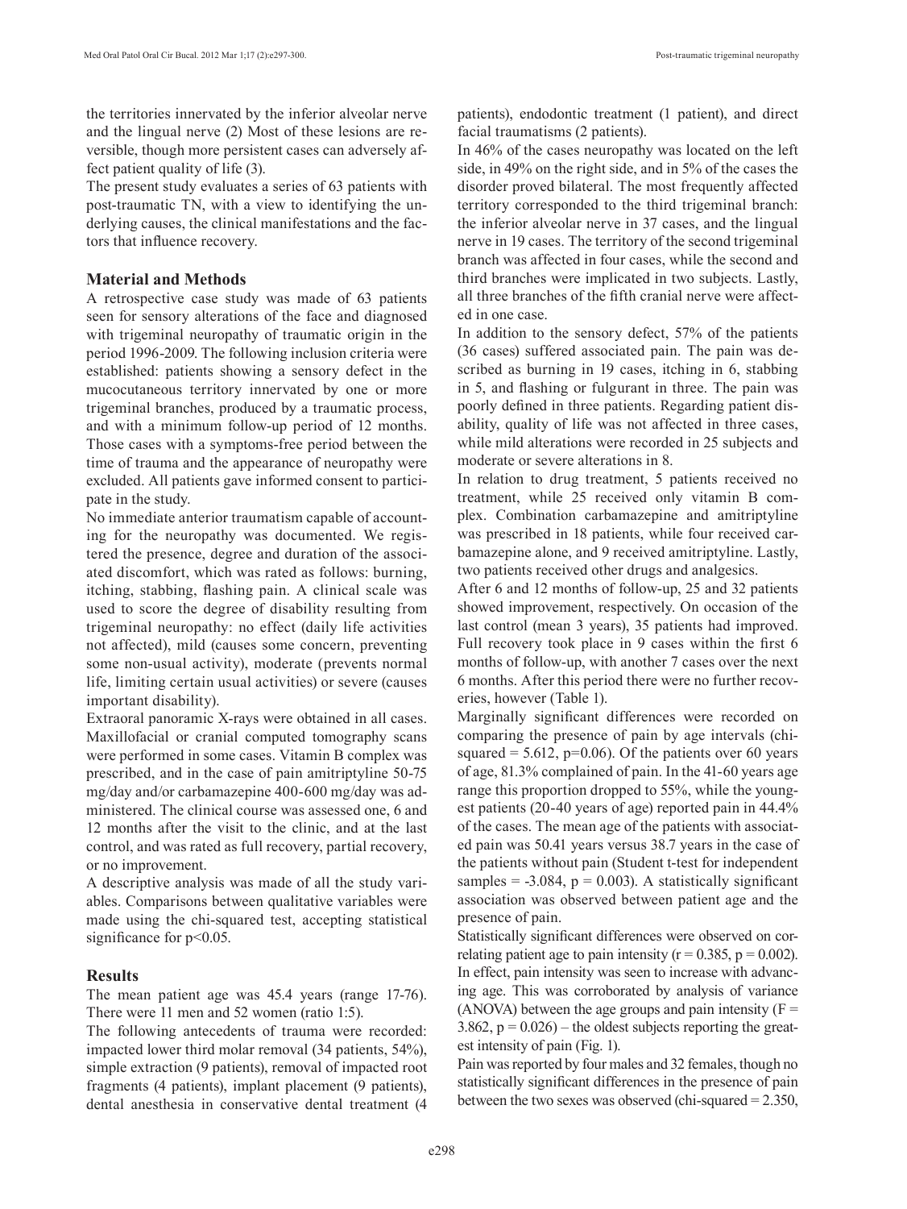the territories innervated by the inferior alveolar nerve and the lingual nerve (2) Most of these lesions are reversible, though more persistent cases can adversely affect patient quality of life (3).

The present study evaluates a series of 63 patients with post-traumatic TN, with a view to identifying the underlying causes, the clinical manifestations and the factors that influence recovery.

## Material and Methods

A retrospective case study was made of 63 patients seen for sensory alterations of the face and diagnosed with trigeminal neuropathy of traumatic origin in the period 1996-2009. The following inclusion criteria were established: patients showing a sensory defect in the mucocutaneous territory innervated by one or more trigeminal branches, produced by a traumatic process, and with a minimum follow-up period of 12 months. Those cases with a symptoms-free period between the time of trauma and the appearance of neuropathy were excluded. All patients gave informed consent to participate in the study.

No immediate anterior traumatism capable of accounting for the neuropathy was documented. We registered the presence, degree and duration of the associated discomfort, which was rated as follows: burning, itching, stabbing, flashing pain. A clinical scale was used to score the degree of disability resulting from trigeminal neuropathy: no effect (daily life activities not affected), mild (causes some concern, preventing some non-usual activity), moderate (prevents normal life, limiting certain usual activities) or severe (causes important disability).

Extraoral panoramic X-rays were obtained in all cases. Maxillofacial or cranial computed tomography scans were performed in some cases. Vitamin B complex was prescribed, and in the case of pain amitriptyline 50-75 mg/day and/or carbamazepine 400-600 mg/day was administered. The clinical course was assessed one, 6 and 12 months after the visit to the clinic, and at the last control, and was rated as full recovery, partial recovery, or no improvement.

A descriptive analysis was made of all the study variables. Comparisons between qualitative variables were made using the chi-squared test, accepting statistical significance for $p<0.05$.

## Results

The mean patient age was 45.4 years (range 17-76). There were 11 men and 52 women (ratio 1:5).

The following antecedents of trauma were recorded: impacted lower third molar removal (34 patients, 54%), simple extraction (9 patients), removal of impacted root fragments (4 patients), implant placement (9 patients), dental anesthesia in conservative dental treatment (4 patients), endodontic treatment (1 patient), and direct facial traumatisms (2 patients).

In 46% of the cases neuropathy was located on the left side, in 49% on the right side, and in 5% of the cases the disorder proved bilateral. The most frequently affected territory corresponded to the third trigeminal branch: the inferior alveolar nerve in 37 cases, and the lingual nerve in 19 cases. The territory of the second trigeminal branch was affected in four cases, while the second and third branches were implicated in two subjects. Lastly, all three branches of the fifth cranial nerve were affected in one case.

In addition to the sensory defect, 57% of the patients (36 cases) suffered associated pain. The pain was described as burning in 19 cases, itching in 6, stabbing in 5, and flashing or fulgurant in three. The pain was poorly defined in three patients. Regarding patient disability, quality of life was not affected in three cases, while mild alterations were recorded in 25 subjects and moderate or severe alterations in 8.

In relation to drug treatment, 5 patients received no treatment, while 25 received only vitamin B complex. Combination carbamazepine and amitriptyline was prescribed in 18 patients, while four received carbamazepine alone, and 9 received amitriptyline. Lastly, two patients received other drugs and analgesics.

After 6 and 12 months of follow-up, 25 and 32 patients showed improvement, respectively. On occasion of the last control (mean 3 years), 35 patients had improved. Full recovery took place in 9 cases within the first 6 months of follow-up, with another 7 cases over the next 6 months. After this period there were no further recoveries, however (Table 1).

Marginally significant differences were recorded on comparing the presence of pain by age intervals (chi-squared = 5.612, $p=0.06$). Of the patients over 60 years of age, 81.3% complained of pain. In the 41-60 years age range this proportion dropped to 55%, while the youngest patients (20-40 years of age) reported pain in 44.4% of the cases. The mean age of the patients with associated pain was 50.41 years versus 38.7 years in the case of the patients without pain (Student t-test for independent samples = -3.084, $p = 0.003$). A statistically significant association was observed between patient age and the presence of pain.

Statistically significant differences were observed on correlating patient age to pain intensity ($r = 0.385$, $p = 0.002$). In effect, pain intensity was seen to increase with advancing age. This was corroborated by analysis of variance (ANOVA) between the age groups and pain intensity ($F = 3.862$, $p = 0.026$) – the oldest subjects reporting the greatest intensity of pain (Fig. 1).

Pain was reported by four males and 32 females, though no statistically significant differences in the presence of pain between the two sexes was observed (chi-squared = 2.350,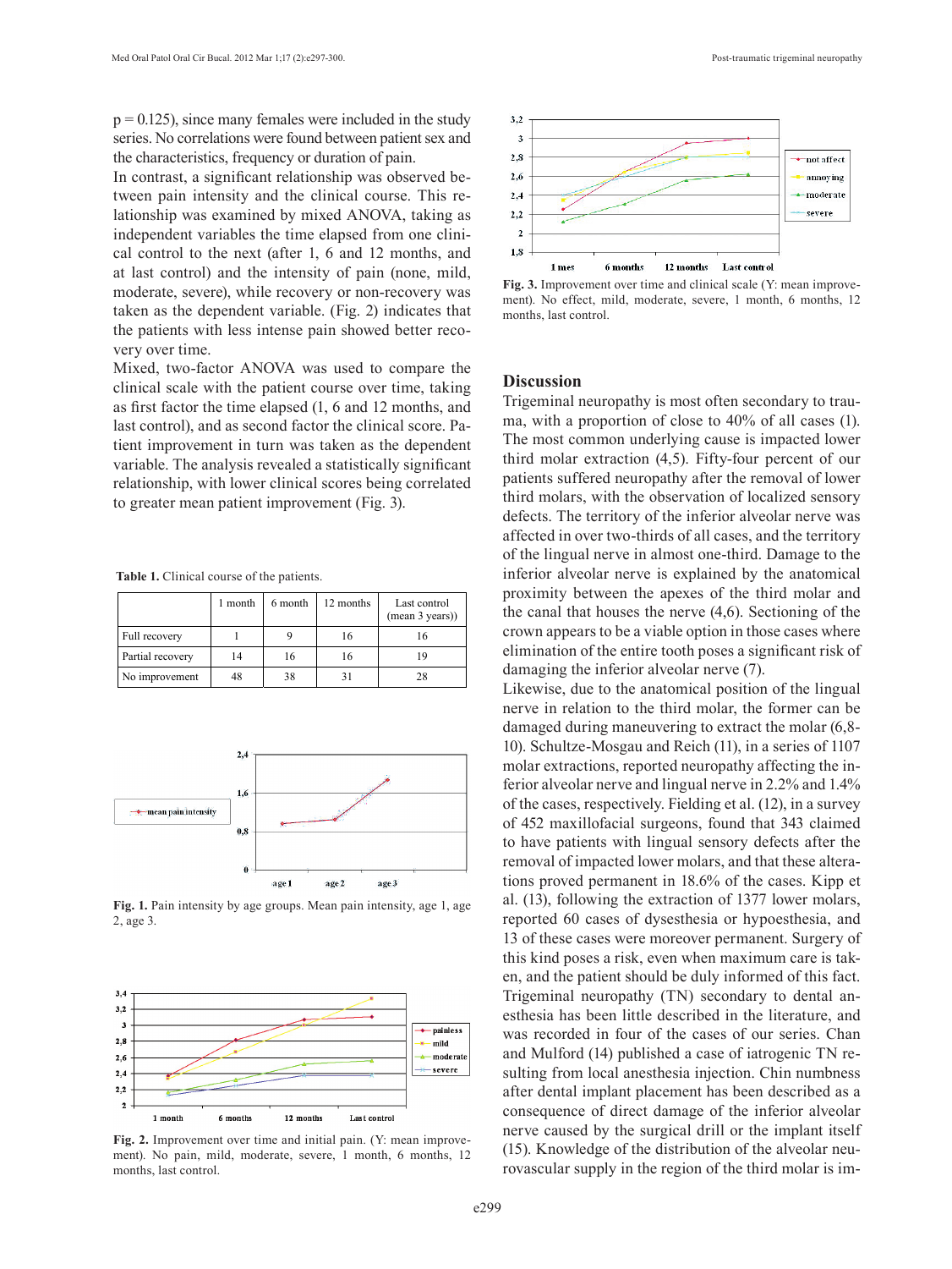p = 0.125), since many females were included in the study series. No correlations were found between patient sex and the characteristics, frequency or duration of pain.

In contrast, a significant relationship was observed between pain intensity and the clinical course. This relationship was examined by mixed ANOVA, taking as independent variables the time elapsed from one clinical control to the next (after 1, 6 and 12 months, and at last control) and the intensity of pain (none, mild, moderate, severe), while recovery or non-recovery was taken as the dependent variable. (Fig. 2) indicates that the patients with less intense pain showed better recovery over time.

Mixed, two-factor ANOVA was used to compare the clinical scale with the patient course over time, taking as first factor the time elapsed (1, 6 and 12 months, and last control), and as second factor the clinical score. Patient improvement in turn was taken as the dependent variable. The analysis revealed a statistically significant relationship, with lower clinical scores being correlated to greater mean patient improvement (Fig. 3).

**Table 1.** Clinical course of the patients.

| | 1 month | 6 month | 12 months | Last control (mean 3 years)) |
|---|---|---|---|---|
| Full recovery | 1 | 9 | 16 | 16 |
| Partial recovery | 14 | 16 | 16 | 19 |
| No improvement | 48 | 38 | 31 | 28 |

**Fig. 1.** Pain intensity by age groups. Mean pain intensity, age 1, age 2, age 3.

**Fig. 2.** Improvement over time and initial pain. (Y: mean improvement). No pain, mild, moderate, severe, 1 month, 6 months, 12 months, last control.

**Fig. 3.** Improvement over time and clinical scale (Y: mean improvement). No effect, mild, moderate, severe, 1 month, 6 months, 12 months, last control.

## Discussion

Trigeminal neuropathy is most often secondary to trauma, with a proportion of close to 40% of all cases (1). The most common underlying cause is impacted lower third molar extraction (4,5). Fifty-four percent of our patients suffered neuropathy after the removal of lower third molars, with the observation of localized sensory defects. The territory of the inferior alveolar nerve was affected in over two-thirds of all cases, and the territory of the lingual nerve in almost one-third. Damage to the inferior alveolar nerve is explained by the anatomical proximity between the apexes of the third molar and the canal that houses the nerve (4,6). Sectioning of the crown appears to be a viable option in those cases where elimination of the entire tooth poses a significant risk of damaging the inferior alveolar nerve (7).

Likewise, due to the anatomical position of the lingual nerve in relation to the third molar, the former can be damaged during maneuvering to extract the molar (6,8-10). Schultze-Mosgau and Reich (11), in a series of 1107 molar extractions, reported neuropathy affecting the inferior alveolar nerve and lingual nerve in 2.2% and 1.4% of the cases, respectively. Fielding et al. (12), in a survey of 452 maxillofacial surgeons, found that 343 claimed to have patients with lingual sensory defects after the removal of impacted lower molars, and that these alterations proved permanent in 18.6% of the cases. Kipp et al. (13), following the extraction of 1377 lower molars, reported 60 cases of dysesthesia or hypoesthesia, and 13 of these cases were moreover permanent. Surgery of this kind poses a risk, even when maximum care is taken, and the patient should be duly informed of this fact.

Trigeminal neuropathy (TN) secondary to dental anesthesia has been little described in the literature, and was recorded in four of the cases of our series. Chan and Mulford (14) published a case of iatrogenic TN resulting from local anesthesia injection. Chin numbness after dental implant placement has been described as a consequence of direct damage of the inferior alveolar nerve caused by the surgical drill or the implant itself (15). Knowledge of the distribution of the alveolar neurovascular supply in the region of the third molar is im-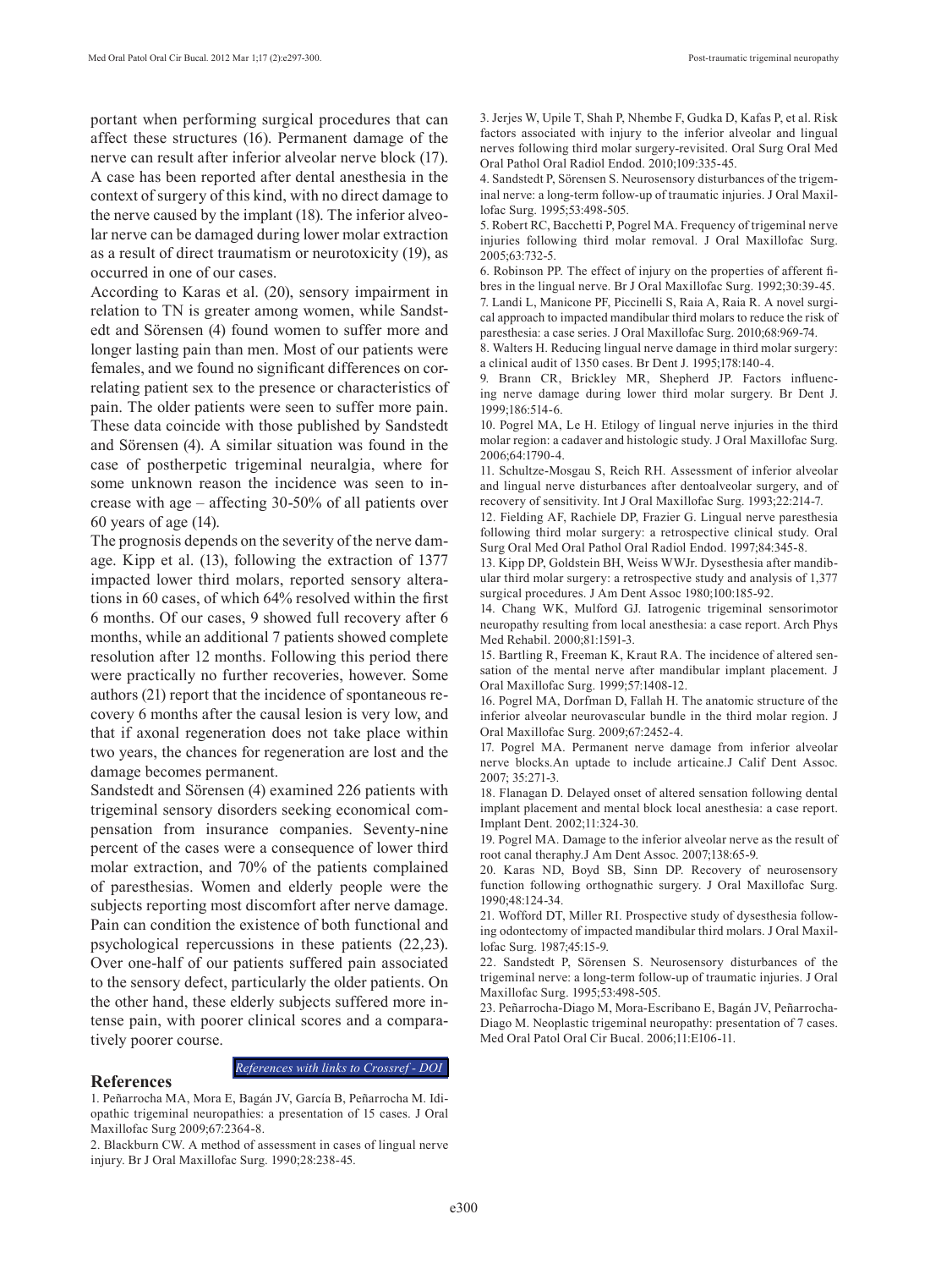portant when performing surgical procedures that can affect these structures (16). Permanent damage of the nerve can result after inferior alveolar nerve block (17). A case has been reported after dental anesthesia in the context of surgery of this kind, with no direct damage to the nerve caused by the implant (18). The inferior alveolar nerve can be damaged during lower molar extraction as a result of direct traumatism or neurotoxicity (19), as occurred in one of our cases.

According to Karas et al. (20), sensory impairment in relation to TN is greater among women, while Sandstedt and Sörensen (4) found women to suffer more and longer lasting pain than men. Most of our patients were females, and we found no significant differences on correlating patient sex to the presence or characteristics of pain. The older patients were seen to suffer more pain. These data coincide with those published by Sandstedt and Sörensen (4). A similar situation was found in the case of postherpetic trigeminal neuralgia, where for some unknown reason the incidence was seen to increase with age – affecting 30-50% of all patients over 60 years of age (14).

The prognosis depends on the severity of the nerve damage. Kipp et al. (13), following the extraction of 1377 impacted lower third molars, reported sensory alterations in 60 cases, of which 64% resolved within the first 6 months. Of our cases, 9 showed full recovery after 6 months, while an additional 7 patients showed complete resolution after 12 months. Following this period there were practically no further recoveries, however. Some authors (21) report that the incidence of spontaneous recovery 6 months after the causal lesion is very low, and that if axonal regeneration does not take place within two years, the chances for regeneration are lost and the damage becomes permanent.

Sandstedt and Sörensen (4) examined 226 patients with trigeminal sensory disorders seeking economical compensation from insurance companies. Seventy-nine percent of the cases were a consequence of lower third molar extraction, and 70% of the patients complained of paresthesias. Women and elderly people were the subjects reporting most discomfort after nerve damage. Pain can condition the existence of both functional and psychological repercussions in these patients (22,23). Over one-half of our patients suffered pain associated to the sensory defect, particularly the older patients. On the other hand, these elderly subjects suffered more intense pain, with poorer clinical scores and a comparatively poorer course.

## References

*References with links to Crossref - DOI*

1. Peñarrocha MA, Mora E, Bagán JV, García B, Peñarrocha M. Idiopathic trigeminal neuropathies: a presentation of 15 cases. J Oral Maxillofac Surg 2009;67:2364-8.

2. Blackburn CW. A method of assessment in cases of lingual nerve injury. Br J Oral Maxillofac Surg. 1990;28:238-45.

3. Jerjes W, Upile T, Shah P, Nhembe F, Gudka D, Kafas P, et al. Risk factors associated with injury to the inferior alveolar and lingual nerves following third molar surgery-revisited. Oral Surg Oral Med Oral Pathol Oral Radiol Endod. 2010;109:335-45.

4. Sandstedt P, Sörensen S. Neurosensory disturbances of the trigeminal nerve: a long-term follow-up of traumatic injuries. J Oral Maxillofac Surg. 1995;53:498-505.

5. Robert RC, Bacchetti P, Pogrel MA. Frequency of trigeminal nerve injuries following third molar removal. J Oral Maxillofac Surg. 2005;63:732-5.

6. Robinson PP. The effect of injury on the properties of afferent fibres in the lingual nerve. Br J Oral Maxillofac Surg. 1992;30:39-45.

7. Landi L, Manicone PF, Piccinelli S, Raia A, Raia R. A novel surgical approach to impacted mandibular third molars to reduce the risk of paresthesia: a case series. J Oral Maxillofac Surg. 2010;68:969-74.

8. Walters H. Reducing lingual nerve damage in third molar surgery: a clinical audit of 1350 cases. Br Dent J. 1995;178:140-4.

9. Brann CR, Brickley MR, Shepherd JP. Factors influencing nerve damage during lower third molar surgery. Br Dent J. 1999;186:514-6.

10. Pogrel MA, Le H. Etilogy of lingual nerve injuries in the third molar region: a cadaver and histologic study. J Oral Maxillofac Surg. 2006;64:1790-4.

11. Schultze-Mosgau S, Reich RH. Assessment of inferior alveolar and lingual nerve disturbances after dentoalveolar surgery, and of recovery of sensitivity. Int J Oral Maxillofac Surg. 1993;22:214-7.

12. Fielding AF, Rachiele DP, Frazier G. Lingual nerve paresthesia following third molar surgery: a retrospective clinical study. Oral Surg Oral Med Oral Pathol Oral Radiol Endod. 1997;84:345-8.

13. Kipp DP, Goldstein BH, Weiss WWJr. Dysesthesia after mandibular third molar surgery: a retrospective study and analysis of 1,377 surgical procedures. J Am Dent Assoc 1980;100:185-92.

14. Chang WK, Mulford GJ. Iatrogenic trigeminal sensorimotor neuropathy resulting from local anesthesia: a case report. Arch Phys Med Rehabil. 2000;81:1591-3.

15. Bartling R, Freeman K, Kraut RA. The incidence of altered sensation of the mental nerve after mandibular implant placement. J Oral Maxillofac Surg. 1999;57:1408-12.

16. Pogrel MA, Dorfman D, Fallah H. The anatomic structure of the inferior alveolar neurovascular bundle in the third molar region. J Oral Maxillofac Surg. 2009;67:2452-4.

17. Pogrel MA. Permanent nerve damage from inferior alveolar nerve blocks.An uptade to include articaine.J Calif Dent Assoc. 2007; 35:271-3.

18. Flanagan D. Delayed onset of altered sensation following dental implant placement and mental block local anesthesia: a case report. Implant Dent. 2002;11:324-30.

19. Pogrel MA. Damage to the inferior alveolar nerve as the result of root canal theraphy.J Am Dent Assoc. 2007;138:65-9.

20. Karas ND, Boyd SB, Sinn DP. Recovery of neurosensory function following orthognathic surgery. J Oral Maxillofac Surg. 1990;48:124-34.

21. Wofford DT, Miller RI. Prospective study of dysesthesia following odontectomy of impacted mandibular third molars. J Oral Maxillofac Surg. 1987;45:15-9.

22. Sandstedt P, Sörensen S. Neurosensory disturbances of the trigeminal nerve: a long-term follow-up of traumatic injuries. J Oral Maxillofac Surg. 1995;53:498-505.

23. Peñarrocha-Diago M, Mora-Escribano E, Bagán JV, Peñarrocha-Diago M. Neoplastic trigeminal neuropathy: presentation of 7 cases. Med Oral Patol Oral Cir Bucal. 2006;11:E106-11.